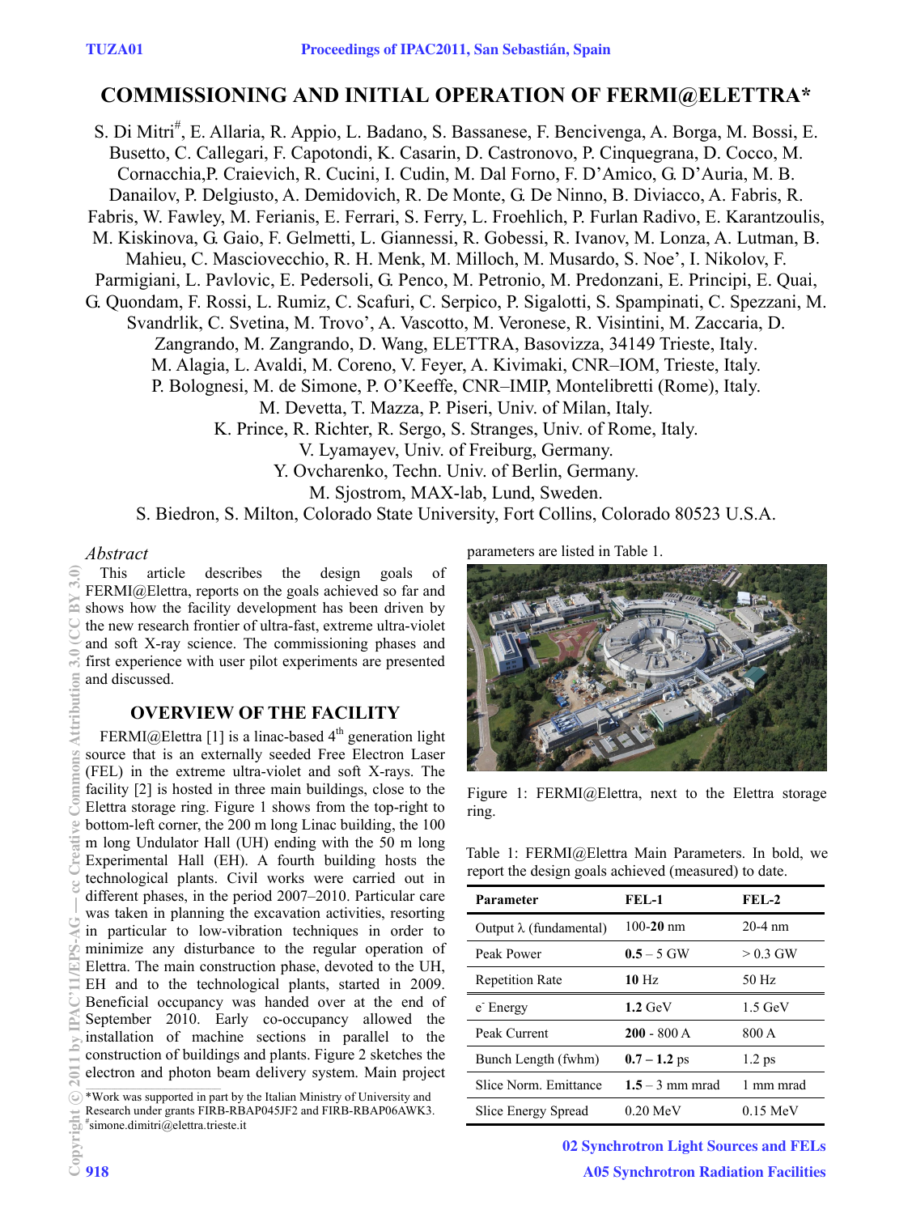# COMMISSIONING AND INITIAL OPERATION OF FERMI@ELETTRA*

S. Di Mitri[#], E. Allaria, R. Appio, L. Badano, S. Bassanese, F. Bencivenga, A. Borga, M. Bossi, E. Busetto, C. Callegari, F. Capotondi, K. Casarin, D. Castronovo, P. Cinquegrana, D. Cocco, M. Cornacchia, P. Craievich, R. Cucini, I. Cudin, M. Dal Forno, F. D'Amico, G. D'Auria, M. B. Danailov, P. Delgiusto, A. Demidovich, R. De Monte, G. De Ninno, B. Diviacco, A. Fabris, R. Fabris, W. Fawley, M. Ferianis, E. Ferrari, S. Ferry, L. Froehlich, P. Furlan Radivo, E. Karantzoulis, M. Kiskinova, G. Gaio, F. Gelmetti, L. Giannessi, R. Gobessi, R. Ivanov, M. Lonza, A. Lutman, B. Mahieu, C. Masciovecchio, R. H. Menk, M. Milloch, M. Musardo, S. Noe', I. Nikolov, F. Parmigiani, L. Pavlovic, E. Pedersoli, G. Penco, M. Petronio, M. Predonzani, E. Principi, E. Quai, G. Quondam, F. Rossi, L. Rumiz, C. Scafuri, C. Serpico, P. Sigalotti, S. Spampinati, C. Spezzani, M. Svandrlik, C. Svetina, M. Trovo', A. Vascotto, M. Veronese, R. Visintini, M. Zaccaria, D. Zangrando, M. Zangrando, D. Wang, ELETTRA, Basovizza, 34149 Trieste, Italy.
M. Alagia, L. Avaldi, M. Coreno, V. Feyer, A. Kivimaki, CNR–IOM, Trieste, Italy.
P. Bolognesi, M. de Simone, P. O'Keeffe, CNR–IMIP, Montelibretti (Rome), Italy.
M. Devetta, T. Mazza, P. Piseri, Univ. of Milan, Italy.
K. Prince, R. Richter, R. Sergo, S. Stranges, Univ. of Rome, Italy.
V. Lyamayev, Univ. of Freiburg, Germany.
Y. Ovcharenko, Techn. Univ. of Berlin, Germany.
M. Sjostrom, MAX-lab, Lund, Sweden.
S. Biedron, S. Milton, Colorado State University, Fort Collins, Colorado 80523 U.S.A.

*Abstract*

This article describes the design goals of FERMI@Elettra, reports on the goals achieved so far and shows how the facility development has been driven by the new research frontier of ultra-fast, extreme ultra-violet and soft X-ray science. The commissioning phases and first experience with user pilot experiments are presented and discussed.

## OVERVIEW OF THE FACILITY

FERMI@Elettra [1] is a linac-based 4th generation light source that is an externally seeded Free Electron Laser (FEL) in the extreme ultra-violet and soft X-rays. The facility [2] is hosted in three main buildings, close to the Elettra storage ring. Figure 1 shows from the top-right to bottom-left corner, the 200 m long Linac building, the 100 m long Undulator Hall (UH) ending with the 50 m long Experimental Hall (EH). A fourth building hosts the technological plants. Civil works were carried out in different phases, in the period 2007–2010. Particular care was taken in planning the excavation activities, resorting in particular to low-vibration techniques in order to minimize any disturbance to the regular operation of Elettra. The main construction phase, devoted to the UH, EH and to the technological plants, started in 2009. Beneficial occupancy was handed over at the end of September 2010. Early co-occupancy allowed the installation of machine sections in parallel to the construction of buildings and plants. Figure 2 sketches the electron and photon beam delivery system. Main project parameters are listed in Table 1.

Figure 1: FERMI@Elettra, next to the Elettra storage ring.

Table 1: FERMI@Elettra Main Parameters. In bold, we report the design goals achieved (measured) to date.

| Parameter | FEL-1 | FEL-2 |
|---|---|---|
| Output λ (fundamental) | 100-**20** nm | 20-4 nm |
| Peak Power | **0.5** – 5 GW | > 0.3 GW |
| Repetition Rate | **10** Hz | 50 Hz |
| $e^-$ Energy | **1.2** GeV | 1.5 GeV |
| Peak Current | **200** - 800 A | 800 A |
| Bunch Length (fwhm) | **0.7 – 1.2** ps | 1.2 ps |
| Slice Norm. Emittance | **1.5** – 3 mm mrad | 1 mm mrad |
| Slice Energy Spread | 0.20 MeV | 0.15 MeV |

*Work was supported in part by the Italian Ministry of University and Research under grants FIRB-RBAP045JF2 and FIRB-RBAP06AWK3.
[#]simone.dimitri@elettra.trieste.it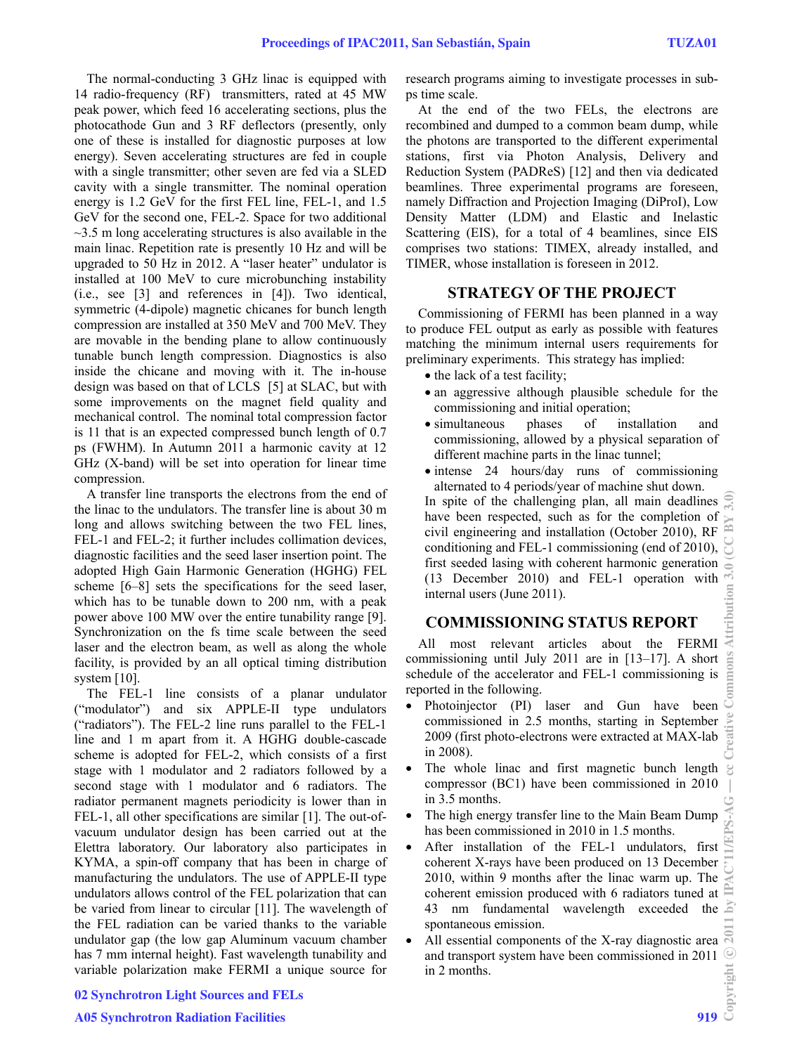The normal-conducting 3 GHz linac is equipped with 14 radio-frequency (RF) transmitters, rated at 45 MW peak power, which feed 16 accelerating sections, plus the photocathode Gun and 3 RF deflectors (presently, only one of these is installed for diagnostic purposes at low energy). Seven accelerating structures are fed in couple with a single transmitter; other seven are fed via a SLED cavity with a single transmitter. The nominal operation energy is 1.2 GeV for the first FEL line, FEL-1, and 1.5 GeV for the second one, FEL-2. Space for two additional ~3.5 m long accelerating structures is also available in the main linac. Repetition rate is presently 10 Hz and will be upgraded to 50 Hz in 2012. A "laser heater" undulator is installed at 100 MeV to cure microbunching instability (i.e., see [3] and references in [4]). Two identical, symmetric (4-dipole) magnetic chicanes for bunch length compression are installed at 350 MeV and 700 MeV. They are movable in the bending plane to allow continuously tunable bunch length compression. Diagnostics is also inside the chicane and moving with it. The in-house design was based on that of LCLS [5] at SLAC, but with some improvements on the magnet field quality and mechanical control. The nominal total compression factor is 11 that is an expected compressed bunch length of 0.7 ps (FWHM). In Autumn 2011 a harmonic cavity at 12 GHz (X-band) will be set into operation for linear time compression.

A transfer line transports the electrons from the end of the linac to the undulators. The transfer line is about 30 m long and allows switching between the two FEL lines, FEL-1 and FEL-2; it further includes collimation devices, diagnostic facilities and the seed laser insertion point. The adopted High Gain Harmonic Generation (HGHG) FEL scheme [6–8] sets the specifications for the seed laser, which has to be tunable down to 200 nm, with a peak power above 100 MW over the entire tunability range [9]. Synchronization on the fs time scale between the seed laser and the electron beam, as well as along the whole facility, is provided by an all optical timing distribution system [10].

The FEL-1 line consists of a planar undulator ("modulator") and six APPLE-II type undulators ("radiators"). The FEL-2 line runs parallel to the FEL-1 line and 1 m apart from it. A HGHG double-cascade scheme is adopted for FEL-2, which consists of a first stage with 1 modulator and 2 radiators followed by a second stage with 1 modulator and 6 radiators. The radiator permanent magnets periodicity is lower than in FEL-1, all other specifications are similar [1]. The out-of-vacuum undulator design has been carried out at the Elettra laboratory. Our laboratory also participates in KYMA, a spin-off company that has been in charge of manufacturing the undulators. The use of APPLE-II type undulators allows control of the FEL polarization that can be varied from linear to circular [11]. The wavelength of the FEL radiation can be varied thanks to the variable undulator gap (the low gap Aluminum vacuum chamber has 7 mm internal height). Fast wavelength tunability and variable polarization make FERMI a unique source for research programs aiming to investigate processes in sub-ps time scale.

At the end of the two FELs, the electrons are recombined and dumped to a common beam dump, while the photons are transported to the different experimental stations, first via Photon Analysis, Delivery and Reduction System (PADReS) [12] and then via dedicated beamlines. Three experimental programs are foreseen, namely Diffraction and Projection Imaging (DiProI), Low Density Matter (LDM) and Elastic and Inelastic Scattering (EIS), for a total of 4 beamlines, since EIS comprises two stations: TIMEX, already installed, and TIMER, whose installation is foreseen in 2012.

## STRATEGY OF THE PROJECT

Commissioning of FERMI has been planned in a way to produce FEL output as early as possible with features matching the minimum internal users requirements for preliminary experiments. This strategy has implied:

- the lack of a test facility;
- an aggressive although plausible schedule for the commissioning and initial operation;
- simultaneous phases of installation and commissioning, allowed by a physical separation of different machine parts in the linac tunnel;
- intense 24 hours/day runs of commissioning alternated to 4 periods/year of machine shut down.

In spite of the challenging plan, all main deadlines have been respected, such as for the completion of civil engineering and installation (October 2010), RF conditioning and FEL-1 commissioning (end of 2010), first seeded lasing with coherent harmonic generation (13 December 2010) and FEL-1 operation with internal users (June 2011).

## COMMISSIONING STATUS REPORT

All most relevant articles about the FERMI commissioning until July 2011 are in [13–17]. A short schedule of the accelerator and FEL-1 commissioning is reported in the following.

- Photoinjector (PI) laser and Gun have been commissioned in 2.5 months, starting in September 2009 (first photo-electrons were extracted at MAX-lab in 2008).
- The whole linac and first magnetic bunch length compressor (BC1) have been commissioned in 2010 in 3.5 months.
- The high energy transfer line to the Main Beam Dump has been commissioned in 2010 in 1.5 months.
- After installation of the FEL-1 undulators, first coherent X-rays have been produced on 13 December 2010, within 9 months after the linac warm up. The coherent emission produced with 6 radiators tuned at 43 nm fundamental wavelength exceeded the spontaneous emission.
- All essential components of the X-ray diagnostic area and transport system have been commissioned in 2011 in 2 months.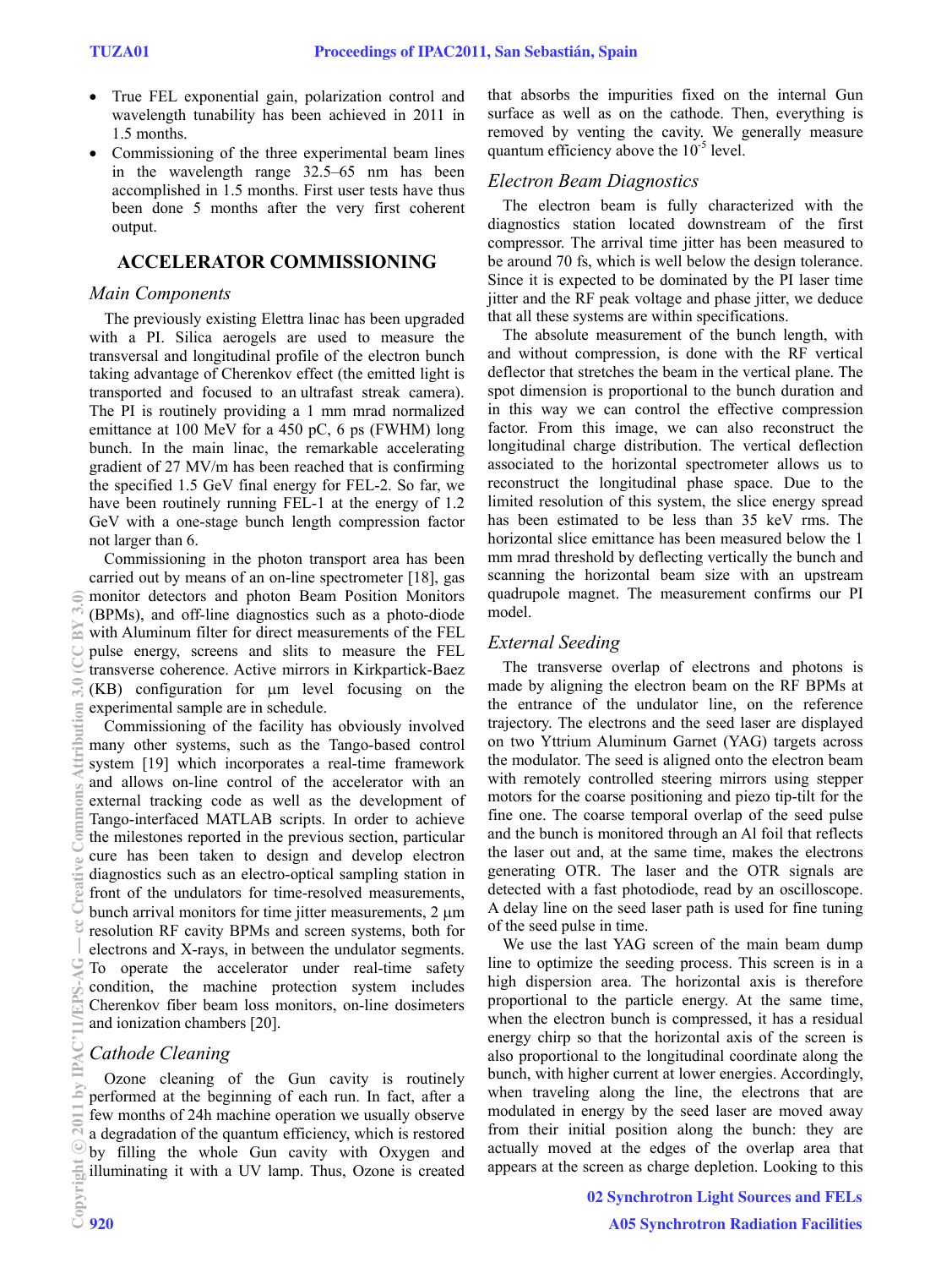- True FEL exponential gain, polarization control and wavelength tunability has been achieved in 2011 in 1.5 months.
- Commissioning of the three experimental beam lines in the wavelength range 32.5–65 nm has been accomplished in 1.5 months. First user tests have thus been done 5 months after the very first coherent output.

## ACCELERATOR COMMISSIONING

### *Main Components*

The previously existing Elettra linac has been upgraded with a PI. Silica aerogels are used to measure the transversal and longitudinal profile of the electron bunch taking advantage of Cherenkov effect (the emitted light is transported and focused to an ultrafast streak camera). The PI is routinely providing a 1 mm mrad normalized emittance at 100 MeV for a 450 pC, 6 ps (FWHM) long bunch. In the main linac, the remarkable accelerating gradient of 27 MV/m has been reached that is confirming the specified 1.5 GeV final energy for FEL-2. So far, we have been routinely running FEL-1 at the energy of 1.2 GeV with a one-stage bunch length compression factor not larger than 6.

Commissioning in the photon transport area has been carried out by means of an on-line spectrometer [18], gas monitor detectors and photon Beam Position Monitors (BPMs), and off-line diagnostics such as a photo-diode with Aluminum filter for direct measurements of the FEL pulse energy, screens and slits to measure the FEL transverse coherence. Active mirrors in Kirkpartick-Baez (KB) configuration for μm level focusing on the experimental sample are in schedule.

Commissioning of the facility has obviously involved many other systems, such as the Tango-based control system [19] which incorporates a real-time framework and allows on-line control of the accelerator with an external tracking code as well as the development of Tango-interfaced MATLAB scripts. In order to achieve the milestones reported in the previous section, particular cure has been taken to design and develop electron diagnostics such as an electro-optical sampling station in front of the undulators for time-resolved measurements, bunch arrival monitors for time jitter measurements, 2 μm resolution RF cavity BPMs and screen systems, both for electrons and X-rays, in between the undulator segments. To operate the accelerator under real-time safety condition, the machine protection system includes Cherenkov fiber beam loss monitors, on-line dosimeters and ionization chambers [20].

### *Cathode Cleaning*

Ozone cleaning of the Gun cavity is routinely performed at the beginning of each run. In fact, after a few months of 24h machine operation we usually observe a degradation of the quantum efficiency, which is restored by filling the whole Gun cavity with Oxygen and illuminating it with a UV lamp. Thus, Ozone is created that absorbs the impurities fixed on the internal Gun surface as well as on the cathode. Then, everything is removed by venting the cavity. We generally measure quantum efficiency above the $10^{-5}$ level.

### *Electron Beam Diagnostics*

The electron beam is fully characterized with the diagnostics station located downstream of the first compressor. The arrival time jitter has been measured to be around 70 fs, which is well below the design tolerance. Since it is expected to be dominated by the PI laser time jitter and the RF peak voltage and phase jitter, we deduce that all these systems are within specifications.

The absolute measurement of the bunch length, with and without compression, is done with the RF vertical deflector that stretches the beam in the vertical plane. The spot dimension is proportional to the bunch duration and in this way we can control the effective compression factor. From this image, we can also reconstruct the longitudinal charge distribution. The vertical deflection associated to the horizontal spectrometer allows us to reconstruct the longitudinal phase space. Due to the limited resolution of this system, the slice energy spread has been estimated to be less than 35 keV rms. The horizontal slice emittance has been measured below the 1 mm mrad threshold by deflecting vertically the bunch and scanning the horizontal beam size with an upstream quadrupole magnet. The measurement confirms our PI model.

### *External Seeding*

The transverse overlap of electrons and photons is made by aligning the electron beam on the RF BPMs at the entrance of the undulator line, on the reference trajectory. The electrons and the seed laser are displayed on two Yttrium Aluminum Garnet (YAG) targets across the modulator. The seed is aligned onto the electron beam with remotely controlled steering mirrors using stepper motors for the coarse positioning and piezo tip-tilt for the fine one. The coarse temporal overlap of the seed pulse and the bunch is monitored through an Al foil that reflects the laser out and, at the same time, makes the electrons generating OTR. The laser and the OTR signals are detected with a fast photodiode, read by an oscilloscope. A delay line on the seed laser path is used for fine tuning of the seed pulse in time.

We use the last YAG screen of the main beam dump line to optimize the seeding process. This screen is in a high dispersion area. The horizontal axis is therefore proportional to the particle energy. At the same time, when the electron bunch is compressed, it has a residual energy chirp so that the horizontal axis of the screen is also proportional to the longitudinal coordinate along the bunch, with higher current at lower energies. Accordingly, when traveling along the line, the electrons that are modulated in energy by the seed laser are moved away from their initial position along the bunch: they are actually moved at the edges of the overlap area that appears at the screen as charge depletion. Looking to this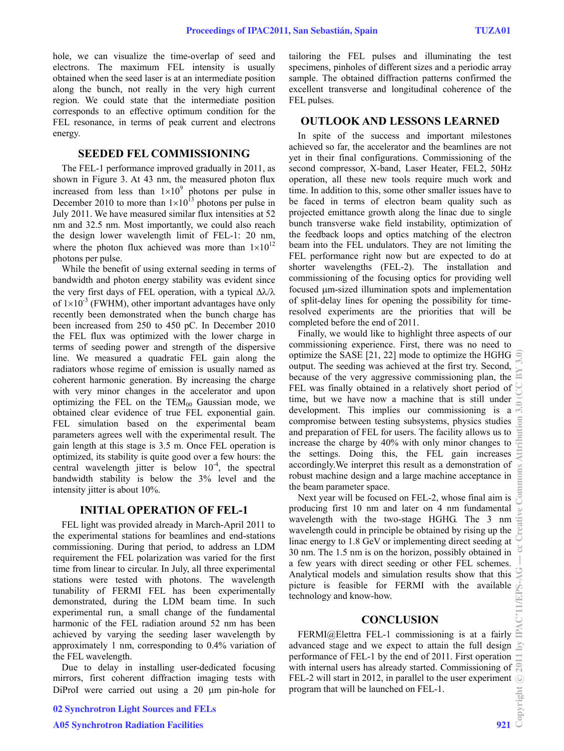hole, we can visualize the time-overlap of seed and electrons. The maximum FEL intensity is usually obtained when the seed laser is at an intermediate position along the bunch, not really in the very high current region. We could state that the intermediate position corresponds to an effective optimum condition for the FEL resonance, in terms of peak current and electrons energy.

## SEEDED FEL COMMISSIONING

The FEL-1 performance improved gradually in 2011, as shown in Figure 3. At 43 nm, the measured photon flux increased from less than $1\times10^{9}$ photons per pulse in December 2010 to more than $1\times10^{13}$ photons per pulse in July 2011. We have measured similar flux intensities at 52 nm and 32.5 nm. Most importantly, we could also reach the design lower wavelength limit of FEL-1: 20 nm, where the photon flux achieved was more than $1\times10^{12}$ photons per pulse.

While the benefit of using external seeding in terms of bandwidth and photon energy stability was evident since the very first days of FEL operation, with a typical $\Delta\lambda/\lambda$ of $1\times10^{-3}$ (FWHM), other important advantages have only recently been demonstrated when the bunch charge has been increased from 250 to 450 pC. In December 2010 the FEL flux was optimized with the lower charge in terms of seeding power and strength of the dispersive line. We measured a quadratic FEL gain along the radiators whose regime of emission is usually named as coherent harmonic generation. By increasing the charge with very minor changes in the accelerator and upon optimizing the FEL on the $TEM_{00}$ Gaussian mode, we obtained clear evidence of true FEL exponential gain. FEL simulation based on the experimental beam parameters agrees well with the experimental result. The gain length at this stage is 3.5 m. Once FEL operation is optimized, its stability is quite good over a few hours: the central wavelength jitter is below $10^{-4}$, the spectral bandwidth stability is below the 3% level and the intensity jitter is about 10%.

## INITIAL OPERATION OF FEL-1

FEL light was provided already in March-April 2011 to the experimental stations for beamlines and end-stations commissioning. During that period, to address an LDM requirement the FEL polarization was varied for the first time from linear to circular. In July, all three experimental stations were tested with photons. The wavelength tunability of FERMI FEL has been experimentally demonstrated, during the LDM beam time. In such experimental run, a small change of the fundamental harmonic of the FEL radiation around 52 nm has been achieved by varying the seeding laser wavelength by approximately 1 nm, corresponding to 0.4% variation of the FEL wavelength.

Due to delay in installing user-dedicated focusing mirrors, first coherent diffraction imaging tests with DiProI were carried out using a 20 µm pin-hole for tailoring the FEL pulses and illuminating the test specimens, pinholes of different sizes and a periodic array sample. The obtained diffraction patterns confirmed the excellent transverse and longitudinal coherence of the FEL pulses.

## OUTLOOK AND LESSONS LEARNED

In spite of the success and important milestones achieved so far, the accelerator and the beamlines are not yet in their final configurations. Commissioning of the second compressor, X-band, Laser Heater, FEL2, 50Hz operation, all these new tools require much work and time. In addition to this, some other smaller issues have to be faced in terms of electron beam quality such as projected emittance growth along the linac due to single bunch transverse wake field instability, optimization of the feedback loops and optics matching of the electron beam into the FEL undulators. They are not limiting the FEL performance right now but are expected to do at shorter wavelengths (FEL-2). The installation and commissioning of the focusing optics for providing well focused µm-sized illumination spots and implementation of split-delay lines for opening the possibility for time-resolved experiments are the priorities that will be completed before the end of 2011.

Finally, we would like to highlight three aspects of our commissioning experience. First, there was no need to optimize the SASE [21, 22] mode to optimize the HGHG output. The seeding was achieved at the first try. Second, because of the very aggressive commissioning plan, the FEL was finally obtained in a relatively short period of time, but we have now a machine that is still under development. This implies our commissioning is a compromise between testing subsystems, physics studies and preparation of FEL for users. The facility allows us to increase the charge by 40% with only minor changes to the settings. Doing this, the FEL gain increases accordingly.We interpret this result as a demonstration of robust machine design and a large machine acceptance in the beam parameter space.

Next year will be focused on FEL-2, whose final aim is producing first 10 nm and later on 4 nm fundamental wavelength with the two-stage HGHG. The 3 nm wavelength could in principle be obtained by rising up the linac energy to 1.8 GeV or implementing direct seeding at 30 nm. The 1.5 nm is on the horizon, possibly obtained in a few years with direct seeding or other FEL schemes. Analytical models and simulation results show that this picture is feasible for FERMI with the available technology and know-how.

## CONCLUSION

FERMI@Elettra FEL-1 commissioning is at a fairly advanced stage and we expect to attain the full design performance of FEL-1 by the end of 2011. First operation with internal users has already started. Commissioning of FEL-2 will start in 2012, in parallel to the user experiment program that will be launched on FEL-1.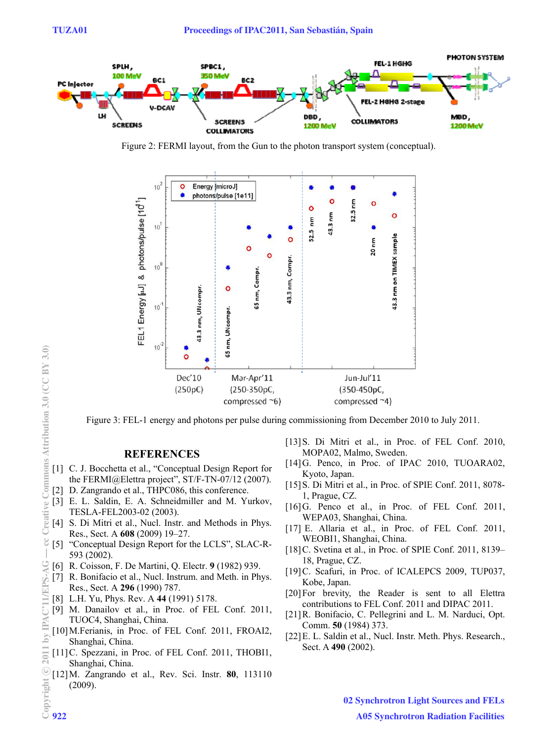PC Injector
SPLH, 100 MeV
BC1
SPBC1, 350 MeV
BC2
FEL-1 HGHG
PHOTON SYSTEM
LH
SCREENS
V-DCAV
SCREENS
COLLIMATORS
DBD, 1200 MeV
COLLIMATORS
FEL-2 HGHG 2-stage
MBD, 1200 MeV

Figure 2: FERMI layout, from the Gun to the photon transport system (conceptual).

FEL1 Energy [μJ] & photons/pulse [$10^{11}$]
Energy [microJ]
photons/pulse [1e11]
$10^{-2}$
$10^{-1}$
$10^{0}$
$10^{1}$
$10^{2}$
43.3 nm, UNcompr.
65 nm, UNcompr.
65 nm, Compr.
43.3 nm, Compr.
52.5 nm
43.3 nm
32.5 nm
20 nm
43.3 nm on TIMEX sample
Dec'10 (250pC)
Mar-Apr'11 (250-350pC, compressed ~6)
Jun-Jul'11 (350-450pC, compressed ~4)

Figure 3: FEL-1 energy and photons per pulse during commissioning from December 2010 to July 2011.

## REFERENCES

[1] C. J. Bocchetta et al., "Conceptual Design Report for the FERMI@Elettra project", ST/F-TN-07/12 (2007).

[2] D. Zangrando et al., THPC086, this conference.

[3] E. L. Saldin, E. A. Schneidmiller and M. Yurkov, TESLA-FEL2003-02 (2003).

[4] S. Di Mitri et al., Nucl. Instr. and Methods in Phys. Res., Sect. A **608** (2009) 19–27.

[5] "Conceptual Design Report for the LCLS", SLAC-R-593 (2002).

[6] R. Coisson, F. De Martini, Q. Electr. **9** (1982) 939.

[7] R. Bonifacio et al., Nucl. Instrum. and Meth. in Phys. Res., Sect. A **296** (1990) 787.

[8] L.H. Yu, Phys. Rev. A **44** (1991) 5178.

[9] M. Danailov et al., in Proc. of FEL Conf. 2011, TUOC4, Shanghai, China.

[10] M.Ferianis, in Proc. of FEL Conf. 2011, FROAI2, Shanghai, China.

[11] C. Spezzani, in Proc. of FEL Conf. 2011, THOBI1, Shanghai, China.

[12] M. Zangrando et al., Rev. Sci. Instr. **80**, 113110 (2009).

[13] S. Di Mitri et al., in Proc. of FEL Conf. 2010, MOPA02, Malmo, Sweden.

[14] G. Penco, in Proc. of IPAC 2010, TUOARA02, Kyoto, Japan.

[15] S. Di Mitri et al., in Proc. of SPIE Conf. 2011, 8078-1, Prague, CZ.

[16] G. Penco et al., in Proc. of FEL Conf. 2011, WEPA03, Shanghai, China.

[17] E. Allaria et al., in Proc. of FEL Conf. 2011, WEOBI1, Shanghai, China.

[18] C. Svetina et al., in Proc. of SPIE Conf. 2011, 8139–18, Prague, CZ.

[19] C. Scafuri, in Proc. of ICALEPCS 2009, TUP037, Kobe, Japan.

[20] For brevity, the Reader is sent to all Elettra contributions to FEL Conf. 2011 and DIPAC 2011.

[21] R. Bonifacio, C. Pellegrini and L. M. Narduci, Opt. Comm. **50** (1984) 373.

[22] E. L. Saldin et al., Nucl. Instr. Meth. Phys. Research., Sect. A **490** (2002).